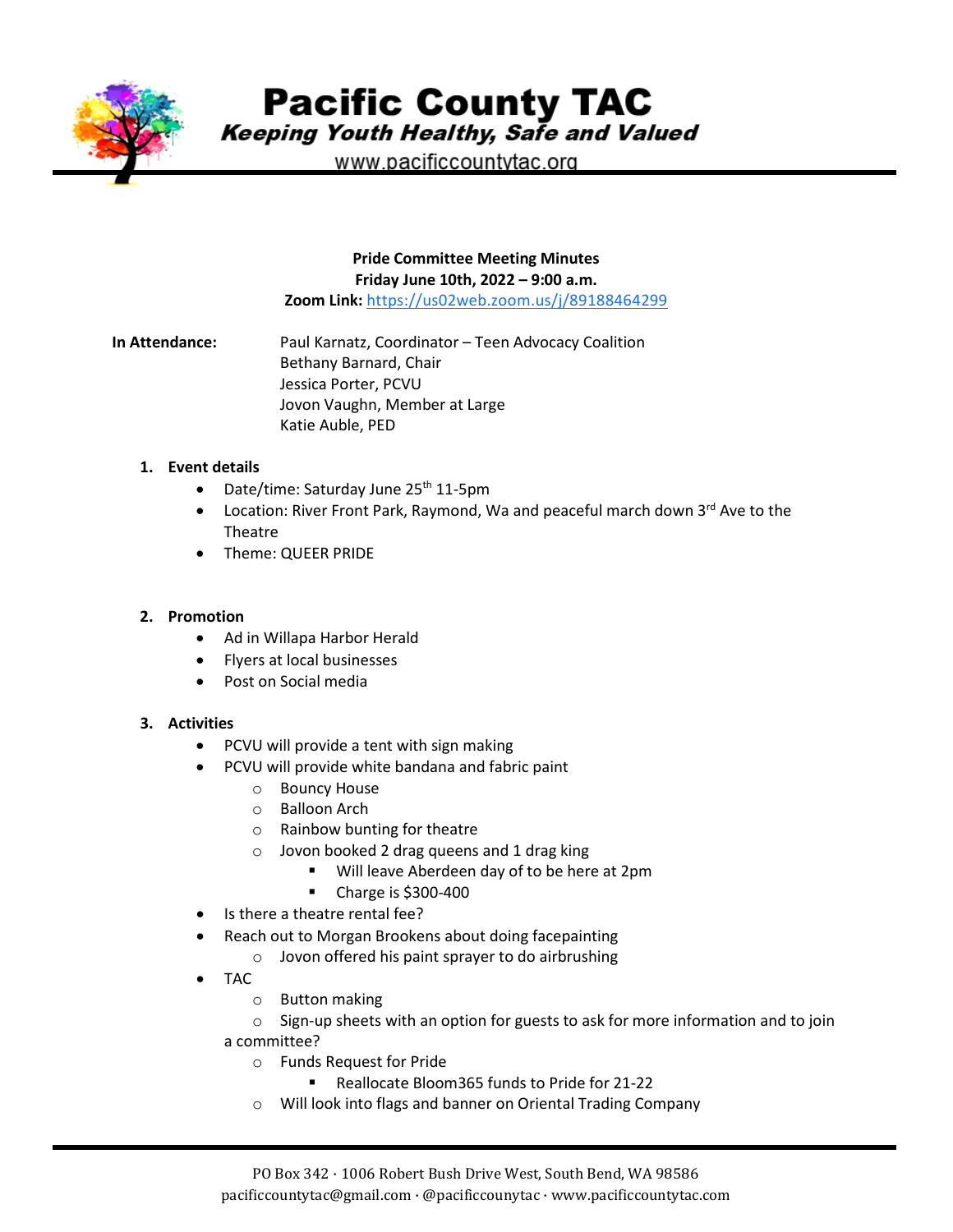# Pacific County TAC

*Keeping Youth Healthy, Safe and Valued*

www.pacificcountytac.org

**Pride Committee Meeting Minutes**
**Friday June 10th, 2022 – 9:00 a.m.**
**Zoom Link:** https://us02web.zoom.us/j/89188464299

**In Attendance:**
Paul Karnatz, Coordinator – Teen Advocacy Coalition
Bethany Barnard, Chair
Jessica Porter, PCVU
Jovon Vaughn, Member at Large
Katie Auble, PED

1. **Event details**
   - Date/time: Saturday June 25th 11-5pm
   - Location: River Front Park, Raymond, Wa and peaceful march down 3rd Ave to the Theatre
   - Theme: QUEER PRIDE

2. **Promotion**
   - Ad in Willapa Harbor Herald
   - Flyers at local businesses
   - Post on Social media

3. **Activities**
   - PCVU will provide a tent with sign making
   - PCVU will provide white bandana and fabric paint
     - Bouncy House
     - Balloon Arch
     - Rainbow bunting for theatre
     - Jovon booked 2 drag queens and 1 drag king
       - Will leave Aberdeen day of to be here at 2pm
       - Charge is $300-400
   - Is there a theatre rental fee?
   - Reach out to Morgan Brookens about doing facepainting
     - Jovon offered his paint sprayer to do airbrushing
   - TAC
     - Button making
     - Sign-up sheets with an option for guests to ask for more information and to join a committee?
     - Funds Request for Pride
       - Reallocate Bloom365 funds to Pride for 21-22
     - Will look into flags and banner on Oriental Trading Company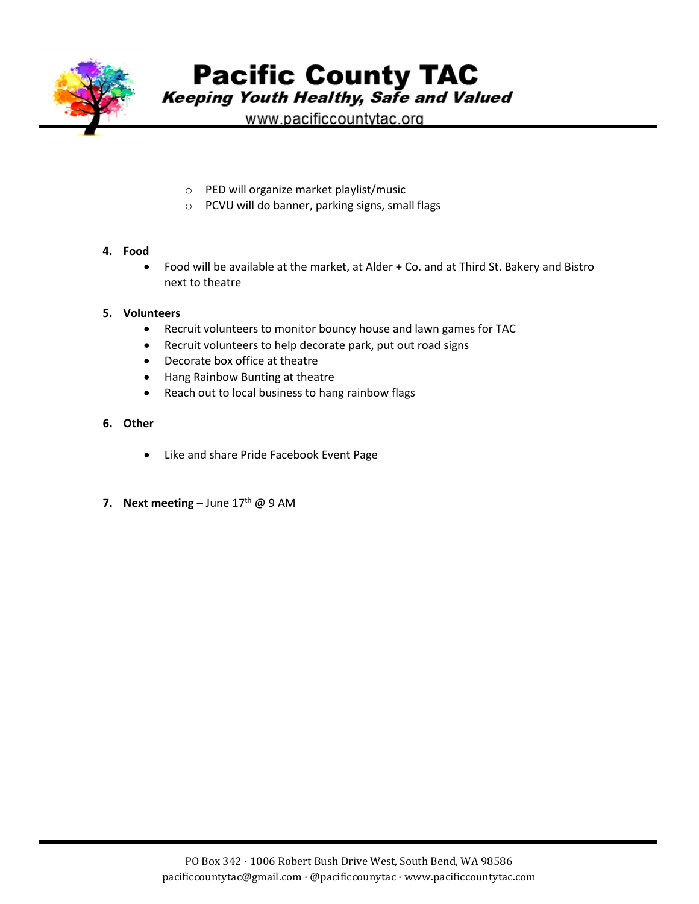- PED will organize market playlist/music
- PCVU will do banner, parking signs, small flags

4. **Food**
   - Food will be available at the market, at Alder + Co. and at Third St. Bakery and Bistro next to theatre

5. **Volunteers**
   - Recruit volunteers to monitor bouncy house and lawn games for TAC
   - Recruit volunteers to help decorate park, put out road signs
   - Decorate box office at theatre
   - Hang Rainbow Bunting at theatre
   - Reach out to local business to hang rainbow flags

6. **Other**
   - Like and share Pride Facebook Event Page

7. **Next meeting** – June 17th @ 9 AM